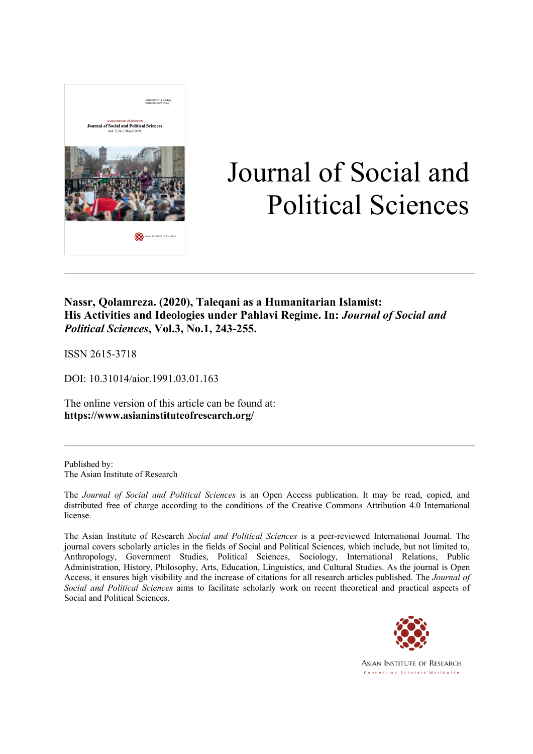# Journal of Social and Political Sciences

**Nassr, Qolamreza. (2020), Taleqani as a Humanitarian Islamist: His Activities and Ideologies under Pahlavi Regime. In: *Journal of Social and Political Sciences*, Vol.3, No.1, 243-255.**

ISSN 2615-3718

DOI: 10.31014/aior.1991.03.01.163

The online version of this article can be found at:
**https://www.asianinstituteofresearch.org/**

Published by:
The Asian Institute of Research

The *Journal of Social and Political Sciences* is an Open Access publication. It may be read, copied, and distributed free of charge according to the conditions of the Creative Commons Attribution 4.0 International license.

The Asian Institute of Research *Social and Political Sciences* is a peer-reviewed International Journal. The journal covers scholarly articles in the fields of Social and Political Sciences, which include, but not limited to, Anthropology, Government Studies, Political Sciences, Sociology, International Relations, Public Administration, History, Philosophy, Arts, Education, Linguistics, and Cultural Studies. As the journal is Open Access, it ensures high visibility and the increase of citations for all research articles published. The *Journal of Social and Political Sciences* aims to facilitate scholarly work on recent theoretical and practical aspects of Social and Political Sciences.

Asian Institute of Research
Connecting Scholars Worldwide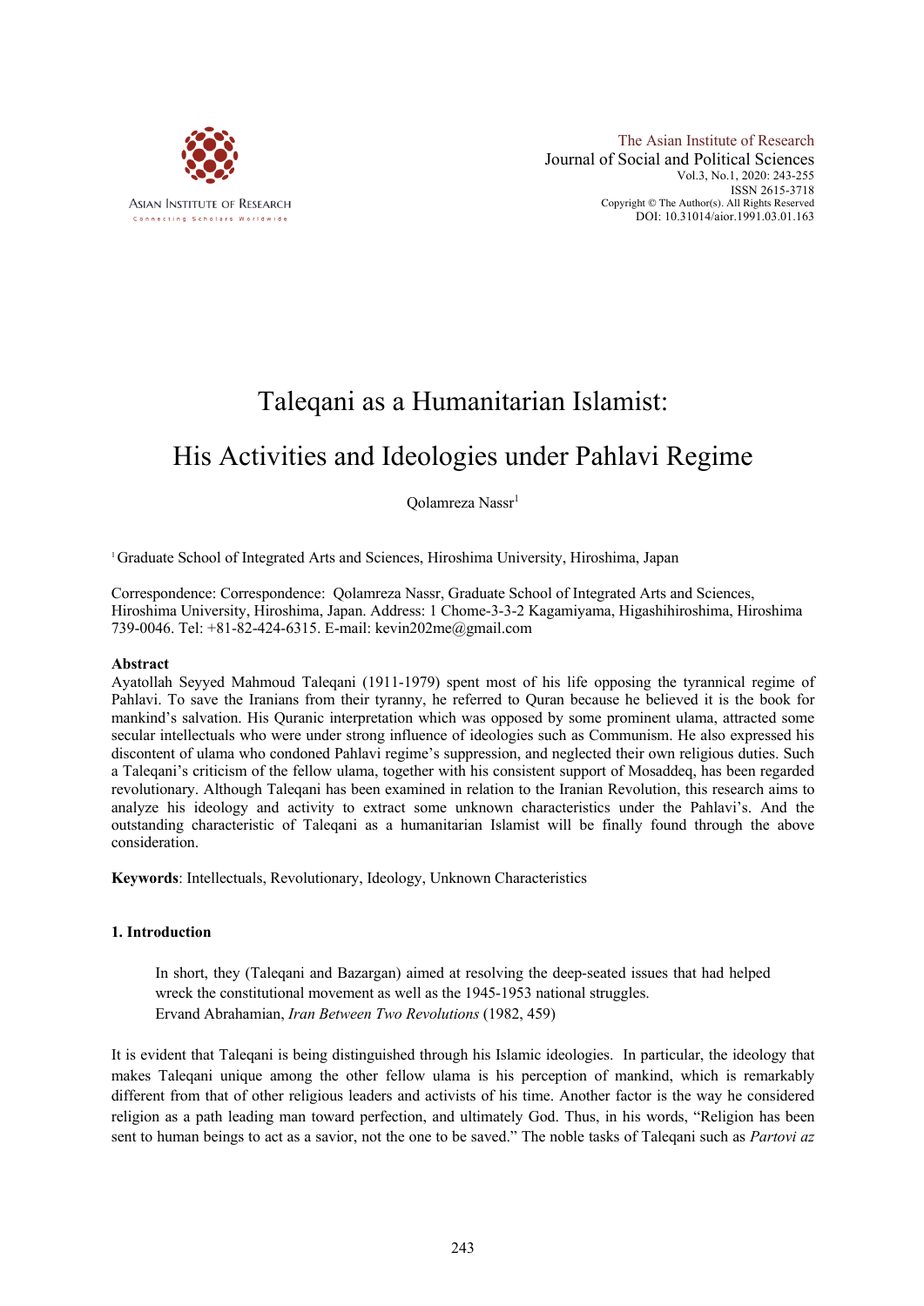# Taleqani as a Humanitarian Islamist: His Activities and Ideologies under Pahlavi Regime

Qolamreza Nassr[1]

[1] Graduate School of Integrated Arts and Sciences, Hiroshima University, Hiroshima, Japan

Correspondence: Correspondence: Qolamreza Nassr, Graduate School of Integrated Arts and Sciences, Hiroshima University, Hiroshima, Japan. Address: 1 Chome-3-3-2 Kagamiyama, Higashihiroshima, Hiroshima 739-0046. Tel: +81-82-424-6315. E-mail: kevin202me@gmail.com

**Abstract**

Ayatollah Seyyed Mahmoud Taleqani (1911-1979) spent most of his life opposing the tyrannical regime of Pahlavi. To save the Iranians from their tyranny, he referred to Quran because he believed it is the book for mankind's salvation. His Quranic interpretation which was opposed by some prominent ulama, attracted some secular intellectuals who were under strong influence of ideologies such as Communism. He also expressed his discontent of ulama who condoned Pahlavi regime's suppression, and neglected their own religious duties. Such a Taleqani's criticism of the fellow ulama, together with his consistent support of Mosaddeq, has been regarded revolutionary. Although Taleqani has been examined in relation to the Iranian Revolution, this research aims to analyze his ideology and activity to extract some unknown characteristics under the Pahlavi's. And the outstanding characteristic of Taleqani as a humanitarian Islamist will be finally found through the above consideration.

**Keywords**: Intellectuals, Revolutionary, Ideology, Unknown Characteristics

## 1. Introduction

> In short, they (Taleqani and Bazargan) aimed at resolving the deep-seated issues that had helped wreck the constitutional movement as well as the 1945-1953 national struggles.
> Ervand Abrahamian, *Iran Between Two Revolutions* (1982, 459)

It is evident that Taleqani is being distinguished through his Islamic ideologies. In particular, the ideology that makes Taleqani unique among the other fellow ulama is his perception of mankind, which is remarkably different from that of other religious leaders and activists of his time. Another factor is the way he considered religion as a path leading man toward perfection, and ultimately God. Thus, in his words, "Religion has been sent to human beings to act as a savior, not the one to be saved." The noble tasks of Taleqani such as *Partovi az*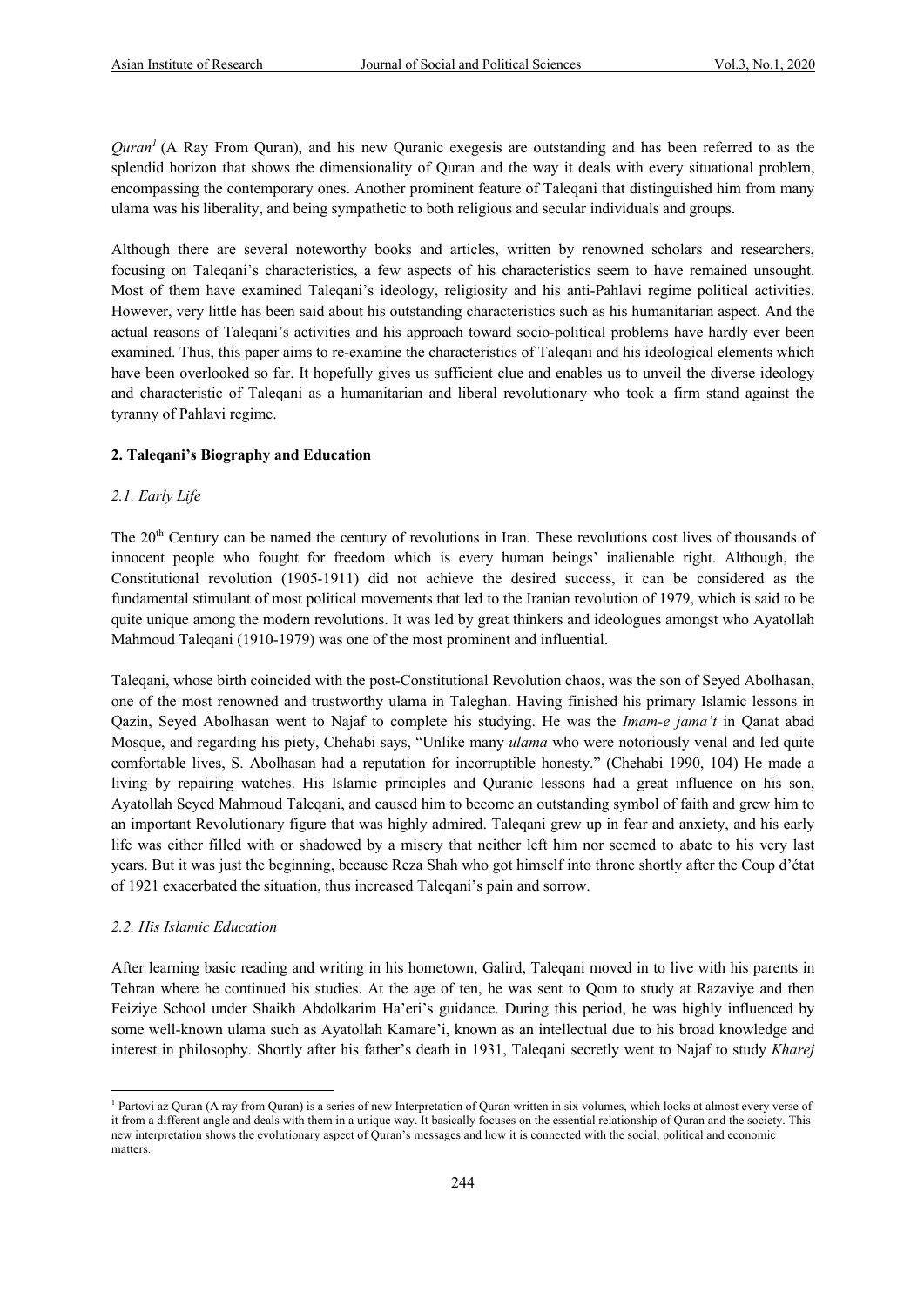*Quran*[1] (A Ray From Quran), and his new Quranic exegesis are outstanding and has been referred to as the splendid horizon that shows the dimensionality of Quran and the way it deals with every situational problem, encompassing the contemporary ones. Another prominent feature of Taleqani that distinguished him from many ulama was his liberality, and being sympathetic to both religious and secular individuals and groups.

Although there are several noteworthy books and articles, written by renowned scholars and researchers, focusing on Taleqani's characteristics, a few aspects of his characteristics seem to have remained unsought. Most of them have examined Taleqani's ideology, religiosity and his anti-Pahlavi regime political activities. However, very little has been said about his outstanding characteristics such as his humanitarian aspect. And the actual reasons of Taleqani's activities and his approach toward socio-political problems have hardly ever been examined. Thus, this paper aims to re-examine the characteristics of Taleqani and his ideological elements which have been overlooked so far. It hopefully gives us sufficient clue and enables us to unveil the diverse ideology and characteristic of Taleqani as a humanitarian and liberal revolutionary who took a firm stand against the tyranny of Pahlavi regime.

## 2. Taleqani's Biography and Education

### *2.1. Early Life*

The 20th Century can be named the century of revolutions in Iran. These revolutions cost lives of thousands of innocent people who fought for freedom which is every human beings' inalienable right. Although, the Constitutional revolution (1905-1911) did not achieve the desired success, it can be considered as the fundamental stimulant of most political movements that led to the Iranian revolution of 1979, which is said to be quite unique among the modern revolutions. It was led by great thinkers and ideologues amongst who Ayatollah Mahmoud Taleqani (1910-1979) was one of the most prominent and influential.

Taleqani, whose birth coincided with the post-Constitutional Revolution chaos, was the son of Seyed Abolhasan, one of the most renowned and trustworthy ulama in Taleghan. Having finished his primary Islamic lessons in Qazin, Seyed Abolhasan went to Najaf to complete his studying. He was the *Imam-e jama't* in Qanat abad Mosque, and regarding his piety, Chehabi says, "Unlike many *ulama* who were notoriously venal and led quite comfortable lives, S. Abolhasan had a reputation for incorruptible honesty." (Chehabi 1990, 104) He made a living by repairing watches. His Islamic principles and Quranic lessons had a great influence on his son, Ayatollah Seyed Mahmoud Taleqani, and caused him to become an outstanding symbol of faith and grew him to an important Revolutionary figure that was highly admired. Taleqani grew up in fear and anxiety, and his early life was either filled with or shadowed by a misery that neither left him nor seemed to abate to his very last years. But it was just the beginning, because Reza Shah who got himself into throne shortly after the Coup d'état of 1921 exacerbated the situation, thus increased Taleqani's pain and sorrow.

### *2.2. His Islamic Education*

After learning basic reading and writing in his hometown, Galird, Taleqani moved in to live with his parents in Tehran where he continued his studies. At the age of ten, he was sent to Qom to study at Razaviye and then Feiziye School under Shaikh Abdolkarim Ha'eri's guidance. During this period, he was highly influenced by some well-known ulama such as Ayatollah Kamare'i, known as an intellectual due to his broad knowledge and interest in philosophy. Shortly after his father's death in 1931, Taleqani secretly went to Najaf to study *Kharej*

---

[1] Partovi az Quran (A ray from Quran) is a series of new Interpretation of Quran written in six volumes, which looks at almost every verse of it from a different angle and deals with them in a unique way. It basically focuses on the essential relationship of Quran and the society. This new interpretation shows the evolutionary aspect of Quran's messages and how it is connected with the social, political and economic matters.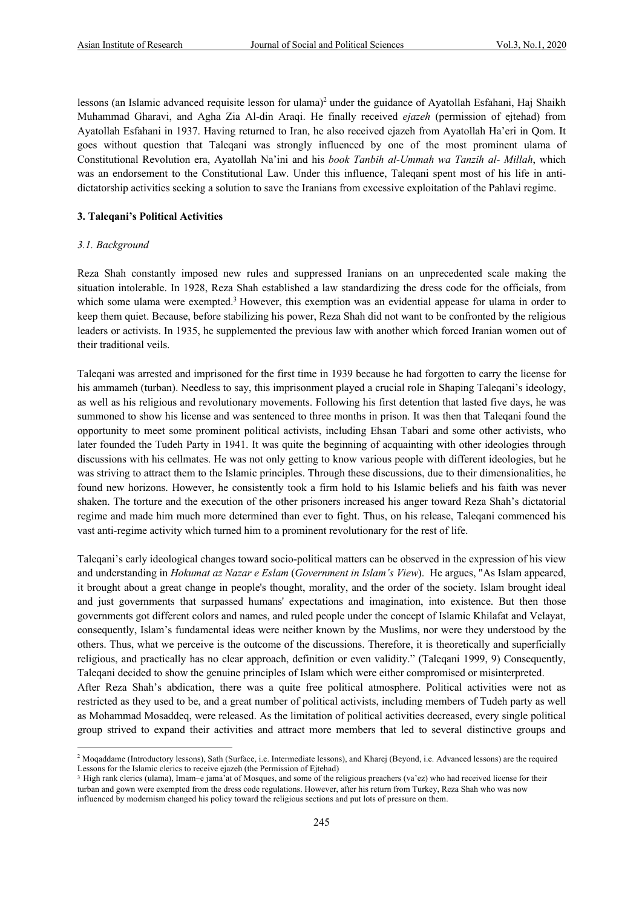lessons (an Islamic advanced requisite lesson for ulama)[2] under the guidance of Ayatollah Esfahani, Haj Shaikh Muhammad Gharavi, and Agha Zia Al-din Araqi. He finally received *ejazeh* (permission of ejtehad) from Ayatollah Esfahani in 1937. Having returned to Iran, he also received ejazeh from Ayatollah Ha'eri in Qom. It goes without question that Taleqani was strongly influenced by one of the most prominent ulama of Constitutional Revolution era, Ayatollah Na'ini and his *book Tanbih al-Ummah wa Tanzih al- Millah*, which was an endorsement to the Constitutional Law. Under this influence, Taleqani spent most of his life in anti-dictatorship activities seeking a solution to save the Iranians from excessive exploitation of the Pahlavi regime.

## 3. Taleqani's Political Activities

### *3.1. Background*

Reza Shah constantly imposed new rules and suppressed Iranians on an unprecedented scale making the situation intolerable. In 1928, Reza Shah established a law standardizing the dress code for the officials, from which some ulama were exempted.[3] However, this exemption was an evidential appease for ulama in order to keep them quiet. Because, before stabilizing his power, Reza Shah did not want to be confronted by the religious leaders or activists. In 1935, he supplemented the previous law with another which forced Iranian women out of their traditional veils.

Taleqani was arrested and imprisoned for the first time in 1939 because he had forgotten to carry the license for his ammameh (turban). Needless to say, this imprisonment played a crucial role in Shaping Taleqani's ideology, as well as his religious and revolutionary movements. Following his first detention that lasted five days, he was summoned to show his license and was sentenced to three months in prison. It was then that Taleqani found the opportunity to meet some prominent political activists, including Ehsan Tabari and some other activists, who later founded the Tudeh Party in 1941. It was quite the beginning of acquainting with other ideologies through discussions with his cellmates. He was not only getting to know various people with different ideologies, but he was striving to attract them to the Islamic principles. Through these discussions, due to their dimensionalities, he found new horizons. However, he consistently took a firm hold to his Islamic beliefs and his faith was never shaken. The torture and the execution of the other prisoners increased his anger toward Reza Shah's dictatorial regime and made him much more determined than ever to fight. Thus, on his release, Taleqani commenced his vast anti-regime activity which turned him to a prominent revolutionary for the rest of life.

Taleqani's early ideological changes toward socio-political matters can be observed in the expression of his view and understanding in *Hokumat az Nazar e Eslam* (*Government in Islam's View*). He argues, "As Islam appeared, it brought about a great change in people's thought, morality, and the order of the society. Islam brought ideal and just governments that surpassed humans' expectations and imagination, into existence. But then those governments got different colors and names, and ruled people under the concept of Islamic Khilafat and Velayat, consequently, Islam's fundamental ideas were neither known by the Muslims, nor were they understood by the others. Thus, what we perceive is the outcome of the discussions. Therefore, it is theoretically and superficially religious, and practically has no clear approach, definition or even validity." (Taleqani 1999, 9) Consequently, Taleqani decided to show the genuine principles of Islam which were either compromised or misinterpreted.

After Reza Shah's abdication, there was a quite free political atmosphere. Political activities were not as restricted as they used to be, and a great number of political activists, including members of Tudeh party as well as Mohammad Mosaddeq, were released. As the limitation of political activities decreased, every single political group strived to expand their activities and attract more members that led to several distinctive groups and

---

[2] Moqaddame (Introductory lessons), Sath (Surface, i.e. Intermediate lessons), and Kharej (Beyond, i.e. Advanced lessons) are the required Lessons for the Islamic clerics to receive ejazeh (the Permission of Ejtehad)

[3] High rank clerics (ulama), Imam–e jama'at of Mosques, and some of the religious preachers (va'ez) who had received license for their turban and gown were exempted from the dress code regulations. However, after his return from Turkey, Reza Shah who was now influenced by modernism changed his policy toward the religious sections and put lots of pressure on them.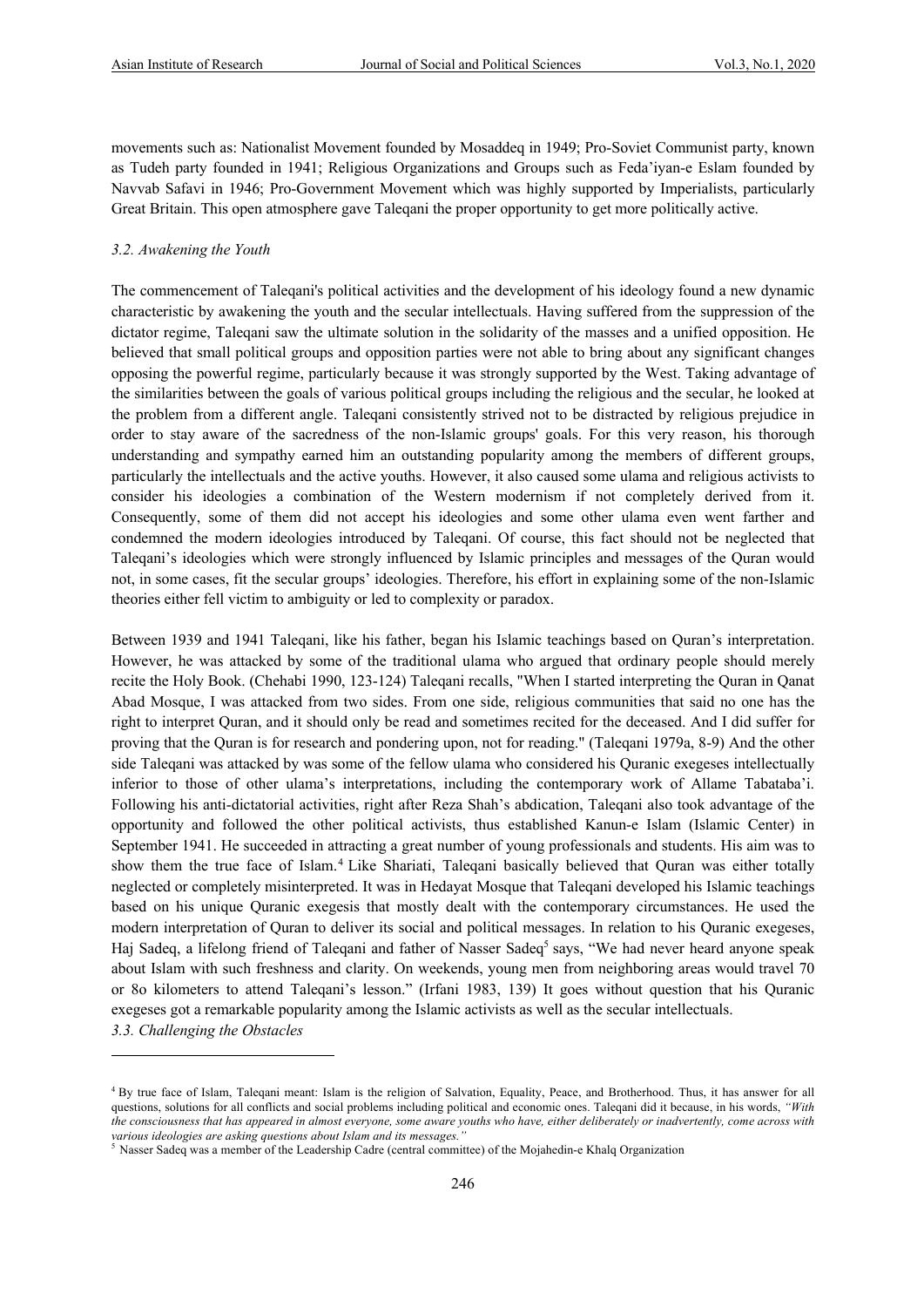movements such as: Nationalist Movement founded by Mosaddeq in 1949; Pro-Soviet Communist party, known as Tudeh party founded in 1941; Religious Organizations and Groups such as Feda'iyan-e Eslam founded by Navvab Safavi in 1946; Pro-Government Movement which was highly supported by Imperialists, particularly Great Britain. This open atmosphere gave Taleqani the proper opportunity to get more politically active.

### *3.2. Awakening the Youth*

The commencement of Taleqani's political activities and the development of his ideology found a new dynamic characteristic by awakening the youth and the secular intellectuals. Having suffered from the suppression of the dictator regime, Taleqani saw the ultimate solution in the solidarity of the masses and a unified opposition. He believed that small political groups and opposition parties were not able to bring about any significant changes opposing the powerful regime, particularly because it was strongly supported by the West. Taking advantage of the similarities between the goals of various political groups including the religious and the secular, he looked at the problem from a different angle. Taleqani consistently strived not to be distracted by religious prejudice in order to stay aware of the sacredness of the non-Islamic groups' goals. For this very reason, his thorough understanding and sympathy earned him an outstanding popularity among the members of different groups, particularly the intellectuals and the active youths. However, it also caused some ulama and religious activists to consider his ideologies a combination of the Western modernism if not completely derived from it. Consequently, some of them did not accept his ideologies and some other ulama even went farther and condemned the modern ideologies introduced by Taleqani. Of course, this fact should not be neglected that Taleqani's ideologies which were strongly influenced by Islamic principles and messages of the Quran would not, in some cases, fit the secular groups' ideologies. Therefore, his effort in explaining some of the non-Islamic theories either fell victim to ambiguity or led to complexity or paradox.

Between 1939 and 1941 Taleqani, like his father, began his Islamic teachings based on Quran's interpretation. However, he was attacked by some of the traditional ulama who argued that ordinary people should merely recite the Holy Book. (Chehabi 1990, 123-124) Taleqani recalls, "When I started interpreting the Quran in Qanat Abad Mosque, I was attacked from two sides. From one side, religious communities that said no one has the right to interpret Quran, and it should only be read and sometimes recited for the deceased. And I did suffer for proving that the Quran is for research and pondering upon, not for reading." (Taleqani 1979a, 8-9) And the other side Taleqani was attacked by was some of the fellow ulama who considered his Quranic exegeses intellectually inferior to those of other ulama's interpretations, including the contemporary work of Allame Tabataba'i. Following his anti-dictatorial activities, right after Reza Shah's abdication, Taleqani also took advantage of the opportunity and followed the other political activists, thus established Kanun-e Islam (Islamic Center) in September 1941. He succeeded in attracting a great number of young professionals and students. His aim was to show them the true face of Islam.[4] Like Shariati, Taleqani basically believed that Quran was either totally neglected or completely misinterpreted. It was in Hedayat Mosque that Taleqani developed his Islamic teachings based on his unique Quranic exegesis that mostly dealt with the contemporary circumstances. He used the modern interpretation of Quran to deliver its social and political messages. In relation to his Quranic exegeses, Haj Sadeq, a lifelong friend of Taleqani and father of Nasser Sadeq[5] says, "We had never heard anyone speak about Islam with such freshness and clarity. On weekends, young men from neighboring areas would travel 70 or 8o kilometers to attend Taleqani's lesson." (Irfani 1983, 139) It goes without question that his Quranic exegeses got a remarkable popularity among the Islamic activists as well as the secular intellectuals.

### *3.3. Challenging the Obstacles*

---

[4] By true face of Islam, Taleqani meant: Islam is the religion of Salvation, Equality, Peace, and Brotherhood. Thus, it has answer for all questions, solutions for all conflicts and social problems including political and economic ones. Taleqani did it because, in his words, *"With the consciousness that has appeared in almost everyone, some aware youths who have, either deliberately or inadvertently, come across with various ideologies are asking questions about Islam and its messages."*

[5] Nasser Sadeq was a member of the Leadership Cadre (central committee) of the Mojahedin-e Khalq Organization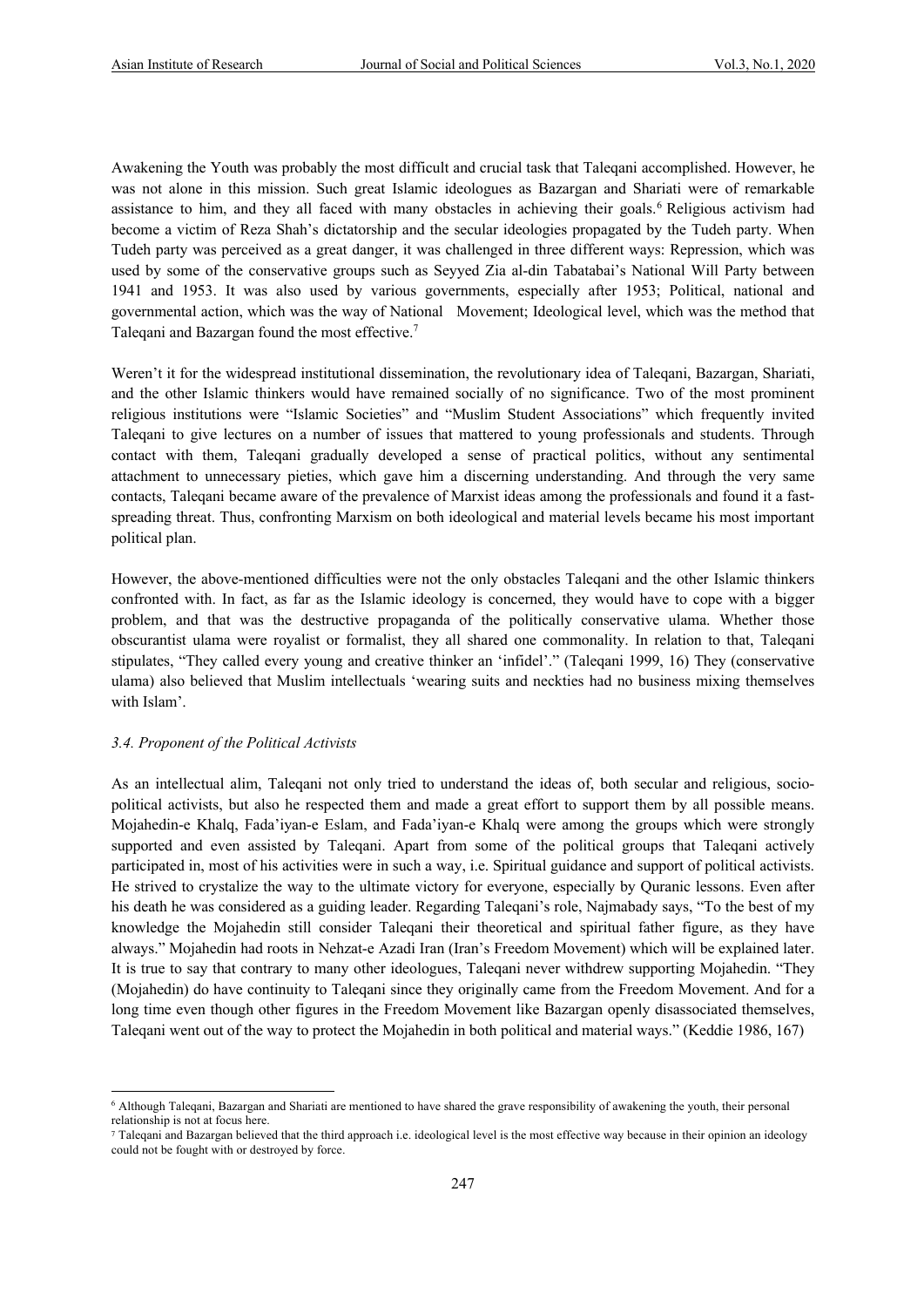Awakening the Youth was probably the most difficult and crucial task that Taleqani accomplished. However, he was not alone in this mission. Such great Islamic ideologues as Bazargan and Shariati were of remarkable assistance to him, and they all faced with many obstacles in achieving their goals.[6] Religious activism had become a victim of Reza Shah's dictatorship and the secular ideologies propagated by the Tudeh party. When Tudeh party was perceived as a great danger, it was challenged in three different ways: Repression, which was used by some of the conservative groups such as Seyyed Zia al-din Tabatabai's National Will Party between 1941 and 1953. It was also used by various governments, especially after 1953; Political, national and governmental action, which was the way of National Movement; Ideological level, which was the method that Taleqani and Bazargan found the most effective.[7]

Weren't it for the widespread institutional dissemination, the revolutionary idea of Taleqani, Bazargan, Shariati, and the other Islamic thinkers would have remained socially of no significance. Two of the most prominent religious institutions were "Islamic Societies" and "Muslim Student Associations" which frequently invited Taleqani to give lectures on a number of issues that mattered to young professionals and students. Through contact with them, Taleqani gradually developed a sense of practical politics, without any sentimental attachment to unnecessary pieties, which gave him a discerning understanding. And through the very same contacts, Taleqani became aware of the prevalence of Marxist ideas among the professionals and found it a fast-spreading threat. Thus, confronting Marxism on both ideological and material levels became his most important political plan.

However, the above-mentioned difficulties were not the only obstacles Taleqani and the other Islamic thinkers confronted with. In fact, as far as the Islamic ideology is concerned, they would have to cope with a bigger problem, and that was the destructive propaganda of the politically conservative ulama. Whether those obscurantist ulama were royalist or formalist, they all shared one commonality. In relation to that, Taleqani stipulates, "They called every young and creative thinker an 'infidel'." (Taleqani 1999, 16) They (conservative ulama) also believed that Muslim intellectuals 'wearing suits and neckties had no business mixing themselves with Islam'.

### *3.4. Proponent of the Political Activists*

As an intellectual alim, Taleqani not only tried to understand the ideas of, both secular and religious, socio-political activists, but also he respected them and made a great effort to support them by all possible means. Mojahedin-e Khalq, Fada'iyan-e Eslam, and Fada'iyan-e Khalq were among the groups which were strongly supported and even assisted by Taleqani. Apart from some of the political groups that Taleqani actively participated in, most of his activities were in such a way, i.e. Spiritual guidance and support of political activists. He strived to crystalize the way to the ultimate victory for everyone, especially by Quranic lessons. Even after his death he was considered as a guiding leader. Regarding Taleqani's role, Najmabady says, "To the best of my knowledge the Mojahedin still consider Taleqani their theoretical and spiritual father figure, as they have always." Mojahedin had roots in Nehzat-e Azadi Iran (Iran's Freedom Movement) which will be explained later. It is true to say that contrary to many other ideologues, Taleqani never withdrew supporting Mojahedin. "They (Mojahedin) do have continuity to Taleqani since they originally came from the Freedom Movement. And for a long time even though other figures in the Freedom Movement like Bazargan openly disassociated themselves, Taleqani went out of the way to protect the Mojahedin in both political and material ways." (Keddie 1986, 167)

---

[6] Although Taleqani, Bazargan and Shariati are mentioned to have shared the grave responsibility of awakening the youth, their personal relationship is not at focus here.

[7] Taleqani and Bazargan believed that the third approach i.e. ideological level is the most effective way because in their opinion an ideology could not be fought with or destroyed by force.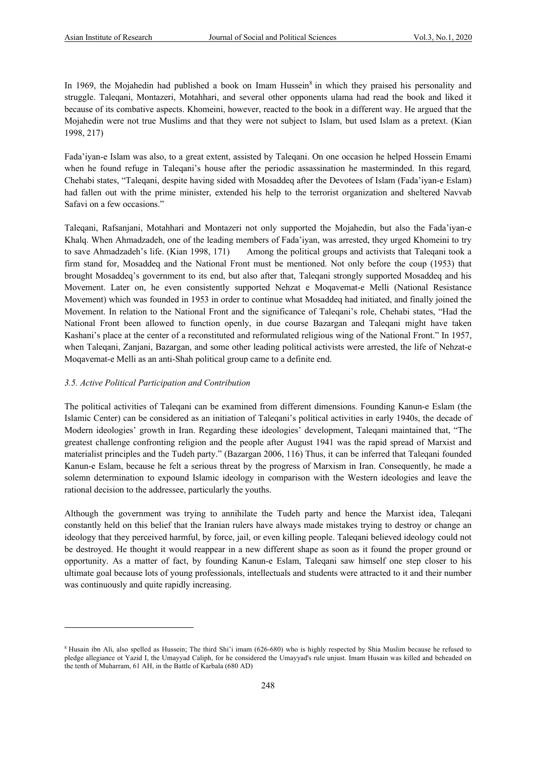In 1969, the Mojahedin had published a book on Imam Hussein[8] in which they praised his personality and struggle. Taleqani, Montazeri, Motahhari, and several other opponents ulama had read the book and liked it because of its combative aspects. Khomeini, however, reacted to the book in a different way. He argued that the Mojahedin were not true Muslims and that they were not subject to Islam, but used Islam as a pretext. (Kian 1998, 217)

Fada'iyan-e Islam was also, to a great extent, assisted by Taleqani. On one occasion he helped Hossein Emami when he found refuge in Taleqani's house after the periodic assassination he masterminded. In this regard, Chehabi states, "Taleqani, despite having sided with Mosaddeq after the Devotees of Islam (Fada'iyan-e Eslam) had fallen out with the prime minister, extended his help to the terrorist organization and sheltered Navvab Safavi on a few occasions."

Taleqani, Rafsanjani, Motahhari and Montazeri not only supported the Mojahedin, but also the Fada'iyan-e Khalq. When Ahmadzadeh, one of the leading members of Fada'iyan, was arrested, they urged Khomeini to try to save Ahmadzadeh's life. (Kian 1998, 171) Among the political groups and activists that Taleqani took a firm stand for, Mosaddeq and the National Front must be mentioned. Not only before the coup (1953) that brought Mosaddeq's government to its end, but also after that, Taleqani strongly supported Mosaddeq and his Movement. Later on, he even consistently supported Nehzat e Moqavemat-e Melli (National Resistance Movement) which was founded in 1953 in order to continue what Mosaddeq had initiated, and finally joined the Movement. In relation to the National Front and the significance of Taleqani's role, Chehabi states, "Had the National Front been allowed to function openly, in due course Bazargan and Taleqani might have taken Kashani's place at the center of a reconstituted and reformulated religious wing of the National Front." In 1957, when Taleqani, Zanjani, Bazargan, and some other leading political activists were arrested, the life of Nehzat-e Moqavemat-e Melli as an anti-Shah political group came to a definite end.

### *3.5. Active Political Participation and Contribution*

The political activities of Taleqani can be examined from different dimensions. Founding Kanun-e Eslam (the Islamic Center) can be considered as an initiation of Taleqani's political activities in early 1940s, the decade of Modern ideologies' growth in Iran. Regarding these ideologies' development, Taleqani maintained that, "The greatest challenge confronting religion and the people after August 1941 was the rapid spread of Marxist and materialist principles and the Tudeh party." (Bazargan 2006, 116) Thus, it can be inferred that Taleqani founded Kanun-e Eslam, because he felt a serious threat by the progress of Marxism in Iran. Consequently, he made a solemn determination to expound Islamic ideology in comparison with the Western ideologies and leave the rational decision to the addressee, particularly the youths.

Although the government was trying to annihilate the Tudeh party and hence the Marxist idea, Taleqani constantly held on this belief that the Iranian rulers have always made mistakes trying to destroy or change an ideology that they perceived harmful, by force, jail, or even killing people. Taleqani believed ideology could not be destroyed. He thought it would reappear in a new different shape as soon as it found the proper ground or opportunity. As a matter of fact, by founding Kanun-e Eslam, Taleqani saw himself one step closer to his ultimate goal because lots of young professionals, intellectuals and students were attracted to it and their number was continuously and quite rapidly increasing.

---

[8] Husain ibn Ali, also spelled as Hussein; The third Shi'i imam (626-680) who is highly respected by Shia Muslim because he refused to pledge allegiance ot Yazid I, the Umayyad Caliph, for he considered the Umayyad's rule unjust. Imam Husain was killed and beheaded on the tenth of Muharram, 61 AH, in the Battle of Karbala (680 AD)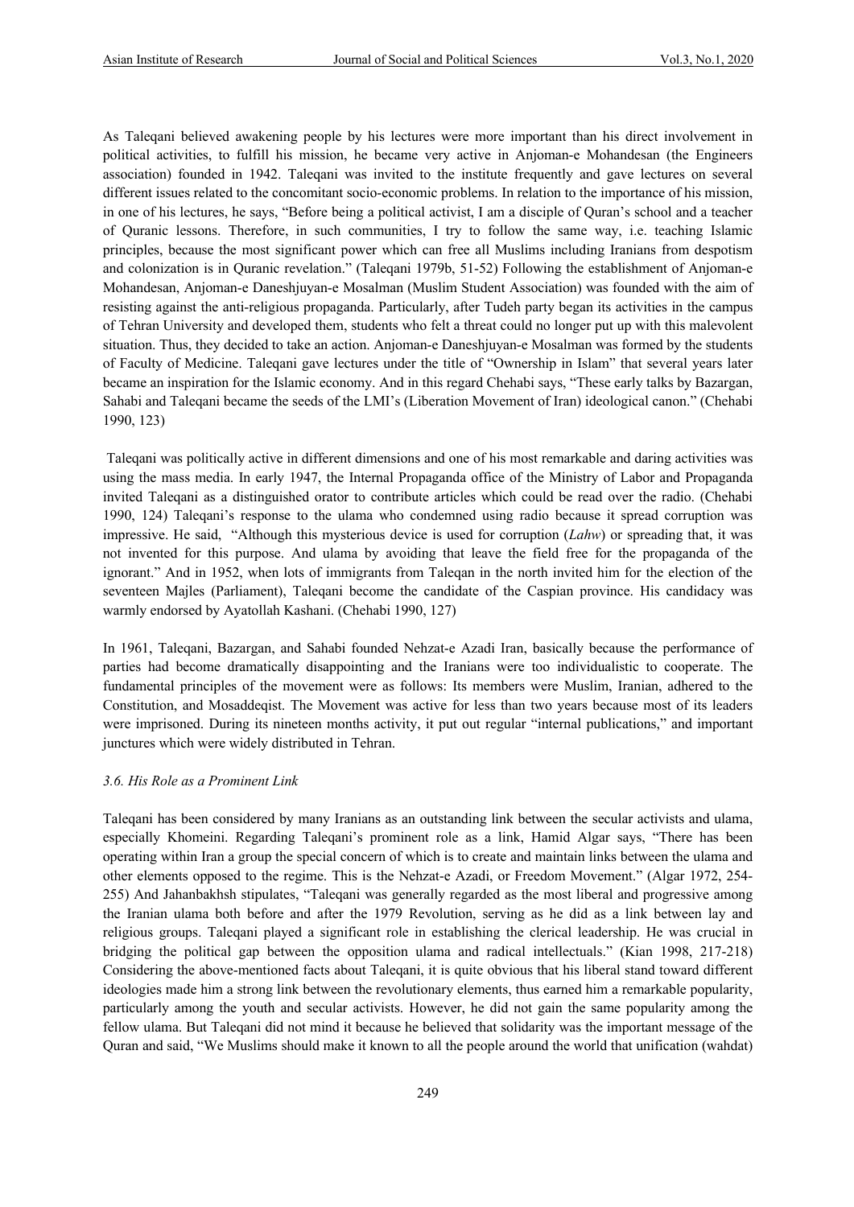As Taleqani believed awakening people by his lectures were more important than his direct involvement in political activities, to fulfill his mission, he became very active in Anjoman-e Mohandesan (the Engineers association) founded in 1942. Taleqani was invited to the institute frequently and gave lectures on several different issues related to the concomitant socio-economic problems. In relation to the importance of his mission, in one of his lectures, he says, "Before being a political activist, I am a disciple of Quran's school and a teacher of Quranic lessons. Therefore, in such communities, I try to follow the same way, i.e. teaching Islamic principles, because the most significant power which can free all Muslims including Iranians from despotism and colonization is in Quranic revelation." (Taleqani 1979b, 51-52) Following the establishment of Anjoman-e Mohandesan, Anjoman-e Daneshjuyan-e Mosalman (Muslim Student Association) was founded with the aim of resisting against the anti-religious propaganda. Particularly, after Tudeh party began its activities in the campus of Tehran University and developed them, students who felt a threat could no longer put up with this malevolent situation. Thus, they decided to take an action. Anjoman-e Daneshjuyan-e Mosalman was formed by the students of Faculty of Medicine. Taleqani gave lectures under the title of "Ownership in Islam" that several years later became an inspiration for the Islamic economy. And in this regard Chehabi says, "These early talks by Bazargan, Sahabi and Taleqani became the seeds of the LMI's (Liberation Movement of Iran) ideological canon." (Chehabi 1990, 123)

Taleqani was politically active in different dimensions and one of his most remarkable and daring activities was using the mass media. In early 1947, the Internal Propaganda office of the Ministry of Labor and Propaganda invited Taleqani as a distinguished orator to contribute articles which could be read over the radio. (Chehabi 1990, 124) Taleqani's response to the ulama who condemned using radio because it spread corruption was impressive. He said, "Although this mysterious device is used for corruption (*Lahw*) or spreading that, it was not invented for this purpose. And ulama by avoiding that leave the field free for the propaganda of the ignorant." And in 1952, when lots of immigrants from Taleqan in the north invited him for the election of the seventeen Majles (Parliament), Taleqani become the candidate of the Caspian province. His candidacy was warmly endorsed by Ayatollah Kashani. (Chehabi 1990, 127)

In 1961, Taleqani, Bazargan, and Sahabi founded Nehzat-e Azadi Iran, basically because the performance of parties had become dramatically disappointing and the Iranians were too individualistic to cooperate. The fundamental principles of the movement were as follows: Its members were Muslim, Iranian, adhered to the Constitution, and Mosaddeqist. The Movement was active for less than two years because most of its leaders were imprisoned. During its nineteen months activity, it put out regular "internal publications," and important junctures which were widely distributed in Tehran.

### *3.6. His Role as a Prominent Link*

Taleqani has been considered by many Iranians as an outstanding link between the secular activists and ulama, especially Khomeini. Regarding Taleqani's prominent role as a link, Hamid Algar says, "There has been operating within Iran a group the special concern of which is to create and maintain links between the ulama and other elements opposed to the regime. This is the Nehzat-e Azadi, or Freedom Movement." (Algar 1972, 254-255) And Jahanbakhsh stipulates, "Taleqani was generally regarded as the most liberal and progressive among the Iranian ulama both before and after the 1979 Revolution, serving as he did as a link between lay and religious groups. Taleqani played a significant role in establishing the clerical leadership. He was crucial in bridging the political gap between the opposition ulama and radical intellectuals." (Kian 1998, 217-218) Considering the above-mentioned facts about Taleqani, it is quite obvious that his liberal stand toward different ideologies made him a strong link between the revolutionary elements, thus earned him a remarkable popularity, particularly among the youth and secular activists. However, he did not gain the same popularity among the fellow ulama. But Taleqani did not mind it because he believed that solidarity was the important message of the Quran and said, "We Muslims should make it known to all the people around the world that unification (wahdat)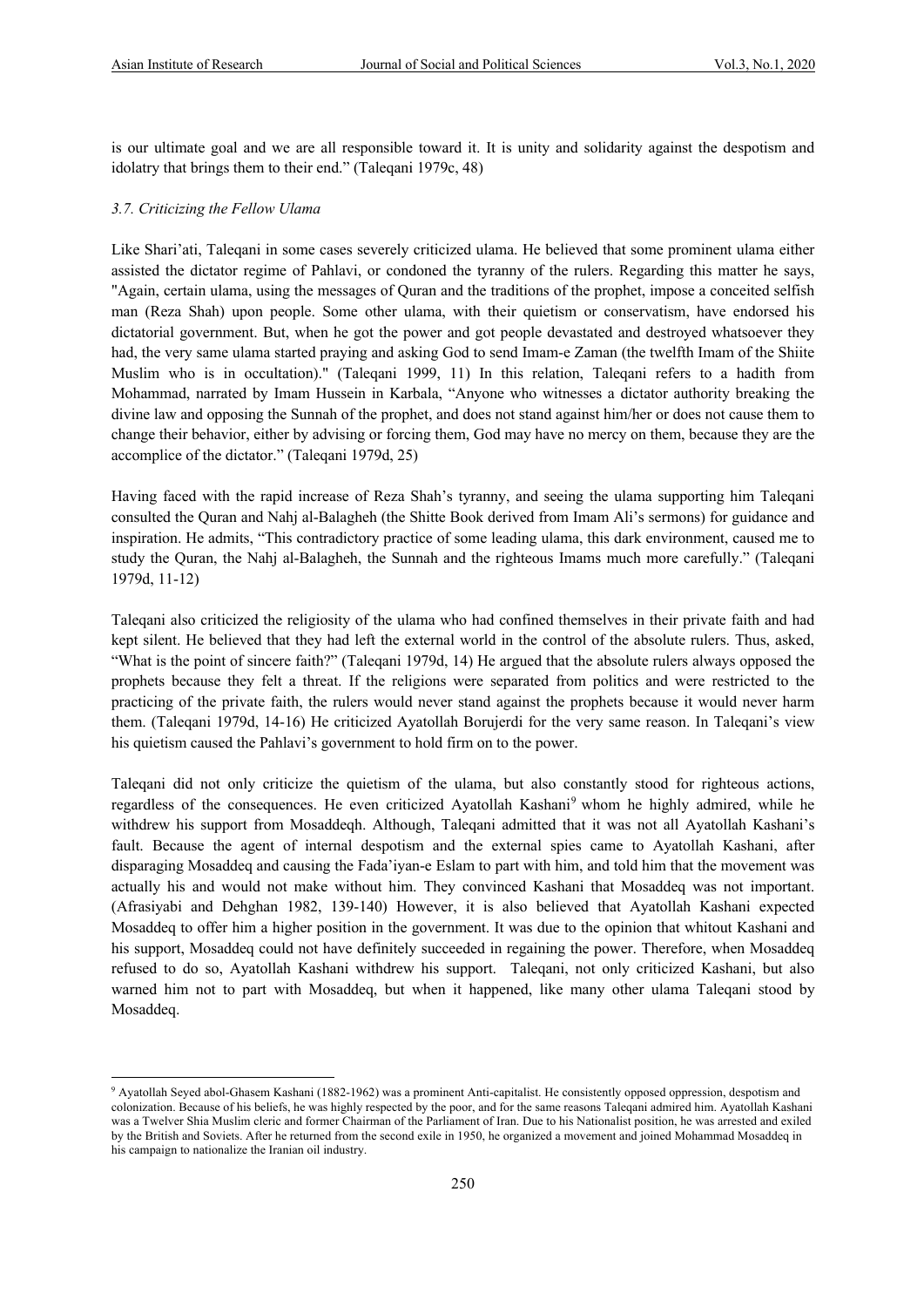is our ultimate goal and we are all responsible toward it. It is unity and solidarity against the despotism and idolatry that brings them to their end." (Taleqani 1979c, 48)

### *3.7. Criticizing the Fellow Ulama*

Like Shari'ati, Taleqani in some cases severely criticized ulama. He believed that some prominent ulama either assisted the dictator regime of Pahlavi, or condoned the tyranny of the rulers. Regarding this matter he says, "Again, certain ulama, using the messages of Quran and the traditions of the prophet, impose a conceited selfish man (Reza Shah) upon people. Some other ulama, with their quietism or conservatism, have endorsed his dictatorial government. But, when he got the power and got people devastated and destroyed whatsoever they had, the very same ulama started praying and asking God to send Imam-e Zaman (the twelfth Imam of the Shiite Muslim who is in occultation)." (Taleqani 1999, 11) In this relation, Taleqani refers to a hadith from Mohammad, narrated by Imam Hussein in Karbala, "Anyone who witnesses a dictator authority breaking the divine law and opposing the Sunnah of the prophet, and does not stand against him/her or does not cause them to change their behavior, either by advising or forcing them, God may have no mercy on them, because they are the accomplice of the dictator." (Taleqani 1979d, 25)

Having faced with the rapid increase of Reza Shah's tyranny, and seeing the ulama supporting him Taleqani consulted the Quran and Nahj al-Balagheh (the Shitte Book derived from Imam Ali's sermons) for guidance and inspiration. He admits, "This contradictory practice of some leading ulama, this dark environment, caused me to study the Quran, the Nahj al-Balagheh, the Sunnah and the righteous Imams much more carefully." (Taleqani 1979d, 11-12)

Taleqani also criticized the religiosity of the ulama who had confined themselves in their private faith and had kept silent. He believed that they had left the external world in the control of the absolute rulers. Thus, asked, "What is the point of sincere faith?" (Taleqani 1979d, 14) He argued that the absolute rulers always opposed the prophets because they felt a threat. If the religions were separated from politics and were restricted to the practicing of the private faith, the rulers would never stand against the prophets because it would never harm them. (Taleqani 1979d, 14-16) He criticized Ayatollah Borujerdi for the very same reason. In Taleqani's view his quietism caused the Pahlavi's government to hold firm on to the power.

Taleqani did not only criticize the quietism of the ulama, but also constantly stood for righteous actions, regardless of the consequences. He even criticized Ayatollah Kashani[9] whom he highly admired, while he withdrew his support from Mosaddeqh. Although, Taleqani admitted that it was not all Ayatollah Kashani's fault. Because the agent of internal despotism and the external spies came to Ayatollah Kashani, after disparaging Mosaddeq and causing the Fada'iyan-e Eslam to part with him, and told him that the movement was actually his and would not make without him. They convinced Kashani that Mosaddeq was not important. (Afrasiyabi and Dehghan 1982, 139-140) However, it is also believed that Ayatollah Kashani expected Mosaddeq to offer him a higher position in the government. It was due to the opinion that whitout Kashani and his support, Mosaddeq could not have definitely succeeded in regaining the power. Therefore, when Mosaddeq refused to do so, Ayatollah Kashani withdrew his support. Taleqani, not only criticized Kashani, but also warned him not to part with Mosaddeq, but when it happened, like many other ulama Taleqani stood by Mosaddeq.

---

[9] Ayatollah Seyed abol-Ghasem Kashani (1882-1962) was a prominent Anti-capitalist. He consistently opposed oppression, despotism and colonization. Because of his beliefs, he was highly respected by the poor, and for the same reasons Taleqani admired him. Ayatollah Kashani was a Twelver Shia Muslim cleric and former Chairman of the Parliament of Iran. Due to his Nationalist position, he was arrested and exiled by the British and Soviets. After he returned from the second exile in 1950, he organized a movement and joined Mohammad Mosaddeq in his campaign to nationalize the Iranian oil industry.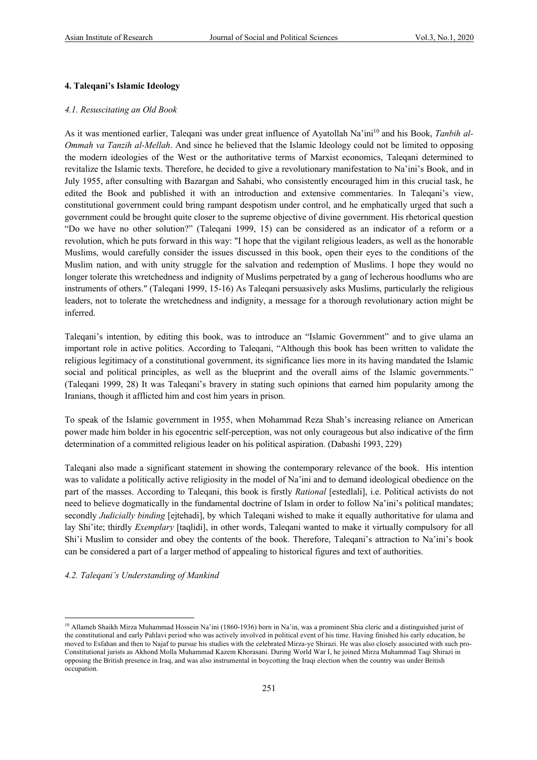### 4. Taleqani's Islamic Ideology

#### *4.1. Resuscitating an Old Book*

As it was mentioned earlier, Taleqani was under great influence of Ayatollah Na'ini[10] and his Book, *Tanbih al-Ommah va Tanzih al-Mellah*. And since he believed that the Islamic Ideology could not be limited to opposing the modern ideologies of the West or the authoritative terms of Marxist economics, Taleqani determined to revitalize the Islamic texts. Therefore, he decided to give a revolutionary manifestation to Na'ini's Book, and in July 1955, after consulting with Bazargan and Sahabi, who consistently encouraged him in this crucial task, he edited the Book and published it with an introduction and extensive commentaries. In Taleqani's view, constitutional government could bring rampant despotism under control, and he emphatically urged that such a government could be brought quite closer to the supreme objective of divine government. His rhetorical question "Do we have no other solution?" (Taleqani 1999, 15) can be considered as an indicator of a reform or a revolution, which he puts forward in this way: "I hope that the vigilant religious leaders, as well as the honorable Muslims, would carefully consider the issues discussed in this book, open their eyes to the conditions of the Muslim nation, and with unity struggle for the salvation and redemption of Muslims. I hope they would no longer tolerate this wretchedness and indignity of Muslims perpetrated by a gang of lecherous hoodlums who are instruments of others." (Taleqani 1999, 15-16) As Taleqani persuasively asks Muslims, particularly the religious leaders, not to tolerate the wretchedness and indignity, a message for a thorough revolutionary action might be inferred.

Taleqani's intention, by editing this book, was to introduce an "Islamic Government" and to give ulama an important role in active politics. According to Taleqani, "Although this book has been written to validate the religious legitimacy of a constitutional government, its significance lies more in its having mandated the Islamic social and political principles, as well as the blueprint and the overall aims of the Islamic governments." (Taleqani 1999, 28) It was Taleqani's bravery in stating such opinions that earned him popularity among the Iranians, though it afflicted him and cost him years in prison.

To speak of the Islamic government in 1955, when Mohammad Reza Shah's increasing reliance on American power made him bolder in his egocentric self-perception, was not only courageous but also indicative of the firm determination of a committed religious leader on his political aspiration. (Dabashi 1993, 229)

Taleqani also made a significant statement in showing the contemporary relevance of the book. His intention was to validate a politically active religiosity in the model of Na'ini and to demand ideological obedience on the part of the masses. According to Taleqani, this book is firstly *Rational* [estedlali], i.e. Political activists do not need to believe dogmatically in the fundamental doctrine of Islam in order to follow Na'ini's political mandates; secondly *Judicially binding* [ejtehadi], by which Taleqani wished to make it equally authoritative for ulama and lay Shi'ite; thirdly *Exemplary* [taqlidi], in other words, Taleqani wanted to make it virtually compulsory for all Shi'i Muslim to consider and obey the contents of the book. Therefore, Taleqani's attraction to Na'ini's book can be considered a part of a larger method of appealing to historical figures and text of authorities.

#### *4.2. Taleqani's Understanding of Mankind*

---

[10] Allameh Shaikh Mirza Muhammad Hossein Na'ini (1860-1936) born in Na'in, was a prominent Shia cleric and a distinguished jurist of the constitutional and early Pahlavi period who was actively involved in political event of his time. Having finished his early education, he moved to Esfahan and then to Najaf to pursue his studies with the celebrated Mirza-ye Shirazi. He was also closely associated with such pro-Constitutional jurists as Akhond Molla Muhammad Kazem Khorasani. During World War I, he joined Mirza Muhammad Taqi Shirazi in opposing the British presence in Iraq, and was also instrumental in boycotting the Iraqi election when the country was under British occupation.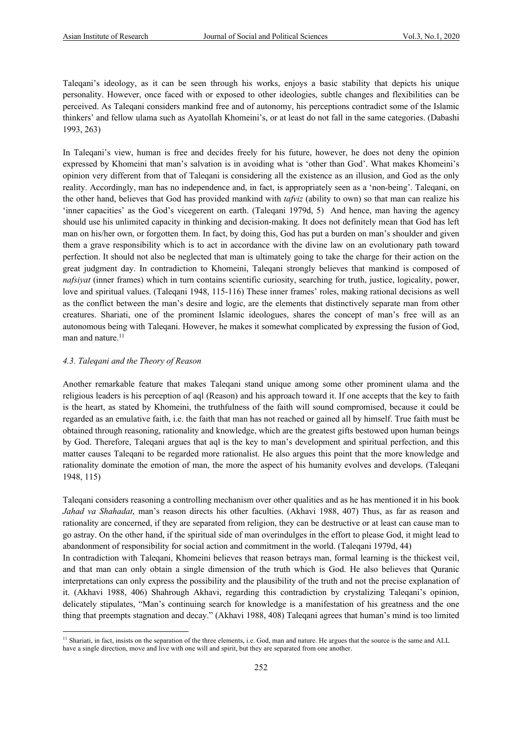Taleqani's ideology, as it can be seen through his works, enjoys a basic stability that depicts his unique personality. However, once faced with or exposed to other ideologies, subtle changes and flexibilities can be perceived. As Taleqani considers mankind free and of autonomy, his perceptions contradict some of the Islamic thinkers' and fellow ulama such as Ayatollah Khomeini's, or at least do not fall in the same categories. (Dabashi 1993, 263)

In Taleqani's view, human is free and decides freely for his future, however, he does not deny the opinion expressed by Khomeini that man's salvation is in avoiding what is 'other than God'. What makes Khomeini's opinion very different from that of Taleqani is considering all the existence as an illusion, and God as the only reality. Accordingly, man has no independence and, in fact, is appropriately seen as a 'non-being'. Taleqani, on the other hand, believes that God has provided mankind with *tafviz* (ability to own) so that man can realize his 'inner capacities' as the God's vicegerent on earth. (Taleqani 1979d, 5) And hence, man having the agency should use his unlimited capacity in thinking and decision-making. It does not definitely mean that God has left man on his/her own, or forgotten them. In fact, by doing this, God has put a burden on man's shoulder and given them a grave responsibility which is to act in accordance with the divine law on an evolutionary path toward perfection. It should not also be neglected that man is ultimately going to take the charge for their action on the great judgment day. In contradiction to Khomeini, Taleqani strongly believes that mankind is composed of *nafsiyat* (inner frames) which in turn contains scientific curiosity, searching for truth, justice, logicality, power, love and spiritual values. (Taleqani 1948, 115-116) These inner frames' roles, making rational decisions as well as the conflict between the man's desire and logic, are the elements that distinctively separate man from other creatures. Shariati, one of the prominent Islamic ideologues, shares the concept of man's free will as an autonomous being with Taleqani. However, he makes it somewhat complicated by expressing the fusion of God, man and nature.[11]

#### *4.3. Taleqani and the Theory of Reason*

Another remarkable feature that makes Taleqani stand unique among some other prominent ulama and the religious leaders is his perception of aql (Reason) and his approach toward it. If one accepts that the key to faith is the heart, as stated by Khomeini, the truthfulness of the faith will sound compromised, because it could be regarded as an emulative faith, i.e. the faith that man has not reached or gained all by himself. True faith must be obtained through reasoning, rationality and knowledge, which are the greatest gifts bestowed upon human beings by God. Therefore, Taleqani argues that aql is the key to man's development and spiritual perfection, and this matter causes Taleqani to be regarded more rationalist. He also argues this point that the more knowledge and rationality dominate the emotion of man, the more the aspect of his humanity evolves and develops. (Taleqani 1948, 115)

Taleqani considers reasoning a controlling mechanism over other qualities and as he has mentioned it in his book *Jahad va Shahadat*, man's reason directs his other faculties. (Akhavi 1988, 407) Thus, as far as reason and rationality are concerned, if they are separated from religion, they can be destructive or at least can cause man to go astray. On the other hand, if the spiritual side of man overindulges in the effort to please God, it might lead to abandonment of responsibility for social action and commitment in the world. (Taleqani 1979d, 44)

In contradiction with Taleqani, Khomeini believes that reason betrays man, formal learning is the thickest veil, and that man can only obtain a single dimension of the truth which is God. He also believes that Quranic interpretations can only express the possibility and the plausibility of the truth and not the precise explanation of it. (Akhavi 1988, 406) Shahrough Akhavi, regarding this contradiction by crystalizing Taleqani's opinion, delicately stipulates, "Man's continuing search for knowledge is a manifestation of his greatness and the one thing that preempts stagnation and decay." (Akhavi 1988, 408) Taleqani agrees that human's mind is too limited

---

[11] Shariati, in fact, insists on the separation of the three elements, i.e. God, man and nature. He argues that the source is the same and ALL have a single direction, move and live with one will and spirit, but they are separated from one another.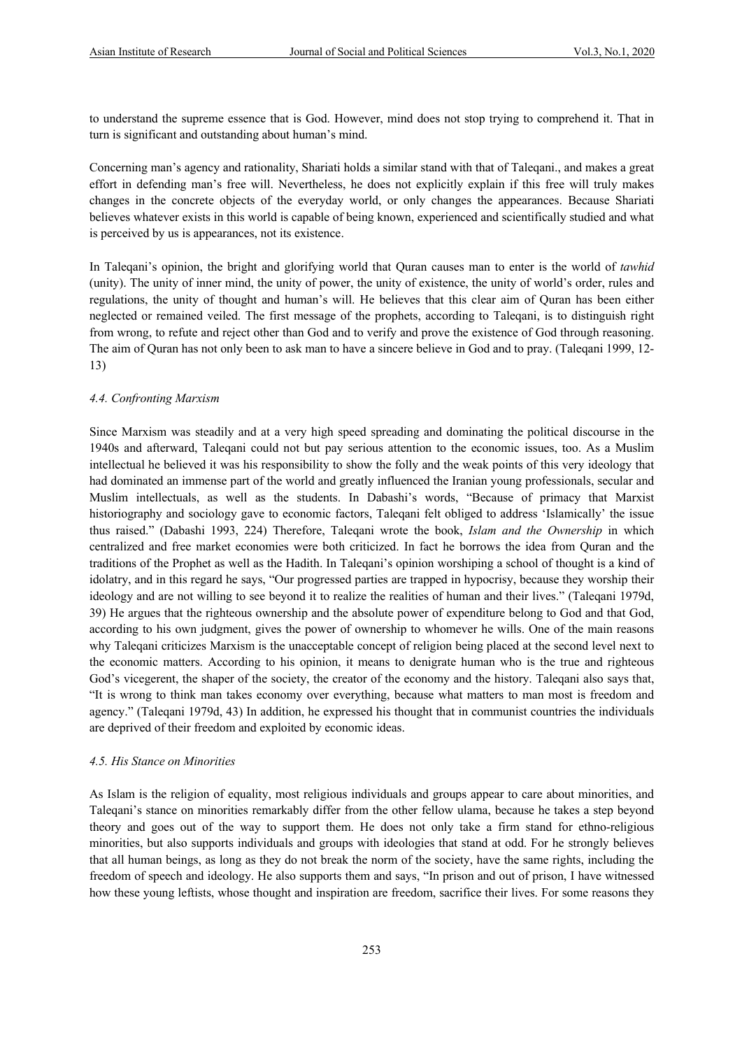to understand the supreme essence that is God. However, mind does not stop trying to comprehend it. That in turn is significant and outstanding about human's mind.

Concerning man's agency and rationality, Shariati holds a similar stand with that of Taleqani., and makes a great effort in defending man's free will. Nevertheless, he does not explicitly explain if this free will truly makes changes in the concrete objects of the everyday world, or only changes the appearances. Because Shariati believes whatever exists in this world is capable of being known, experienced and scientifically studied and what is perceived by us is appearances, not its existence.

In Taleqani's opinion, the bright and glorifying world that Quran causes man to enter is the world of *tawhid* (unity). The unity of inner mind, the unity of power, the unity of existence, the unity of world's order, rules and regulations, the unity of thought and human's will. He believes that this clear aim of Quran has been either neglected or remained veiled. The first message of the prophets, according to Taleqani, is to distinguish right from wrong, to refute and reject other than God and to verify and prove the existence of God through reasoning. The aim of Quran has not only been to ask man to have a sincere believe in God and to pray. (Taleqani 1999, 12-13)

#### *4.4. Confronting Marxism*

Since Marxism was steadily and at a very high speed spreading and dominating the political discourse in the 1940s and afterward, Taleqani could not but pay serious attention to the economic issues, too. As a Muslim intellectual he believed it was his responsibility to show the folly and the weak points of this very ideology that had dominated an immense part of the world and greatly influenced the Iranian young professionals, secular and Muslim intellectuals, as well as the students. In Dabashi's words, "Because of primacy that Marxist historiography and sociology gave to economic factors, Taleqani felt obliged to address 'Islamically' the issue thus raised." (Dabashi 1993, 224) Therefore, Taleqani wrote the book, *Islam and the Ownership* in which centralized and free market economies were both criticized. In fact he borrows the idea from Quran and the traditions of the Prophet as well as the Hadith. In Taleqani's opinion worshiping a school of thought is a kind of idolatry, and in this regard he says, "Our progressed parties are trapped in hypocrisy, because they worship their ideology and are not willing to see beyond it to realize the realities of human and their lives." (Taleqani 1979d, 39) He argues that the righteous ownership and the absolute power of expenditure belong to God and that God, according to his own judgment, gives the power of ownership to whomever he wills. One of the main reasons why Taleqani criticizes Marxism is the unacceptable concept of religion being placed at the second level next to the economic matters. According to his opinion, it means to denigrate human who is the true and righteous God's vicegerent, the shaper of the society, the creator of the economy and the history. Taleqani also says that, "It is wrong to think man takes economy over everything, because what matters to man most is freedom and agency." (Taleqani 1979d, 43) In addition, he expressed his thought that in communist countries the individuals are deprived of their freedom and exploited by economic ideas.

#### *4.5. His Stance on Minorities*

As Islam is the religion of equality, most religious individuals and groups appear to care about minorities, and Taleqani's stance on minorities remarkably differ from the other fellow ulama, because he takes a step beyond theory and goes out of the way to support them. He does not only take a firm stand for ethno-religious minorities, but also supports individuals and groups with ideologies that stand at odd. For he strongly believes that all human beings, as long as they do not break the norm of the society, have the same rights, including the freedom of speech and ideology. He also supports them and says, "In prison and out of prison, I have witnessed how these young leftists, whose thought and inspiration are freedom, sacrifice their lives. For some reasons they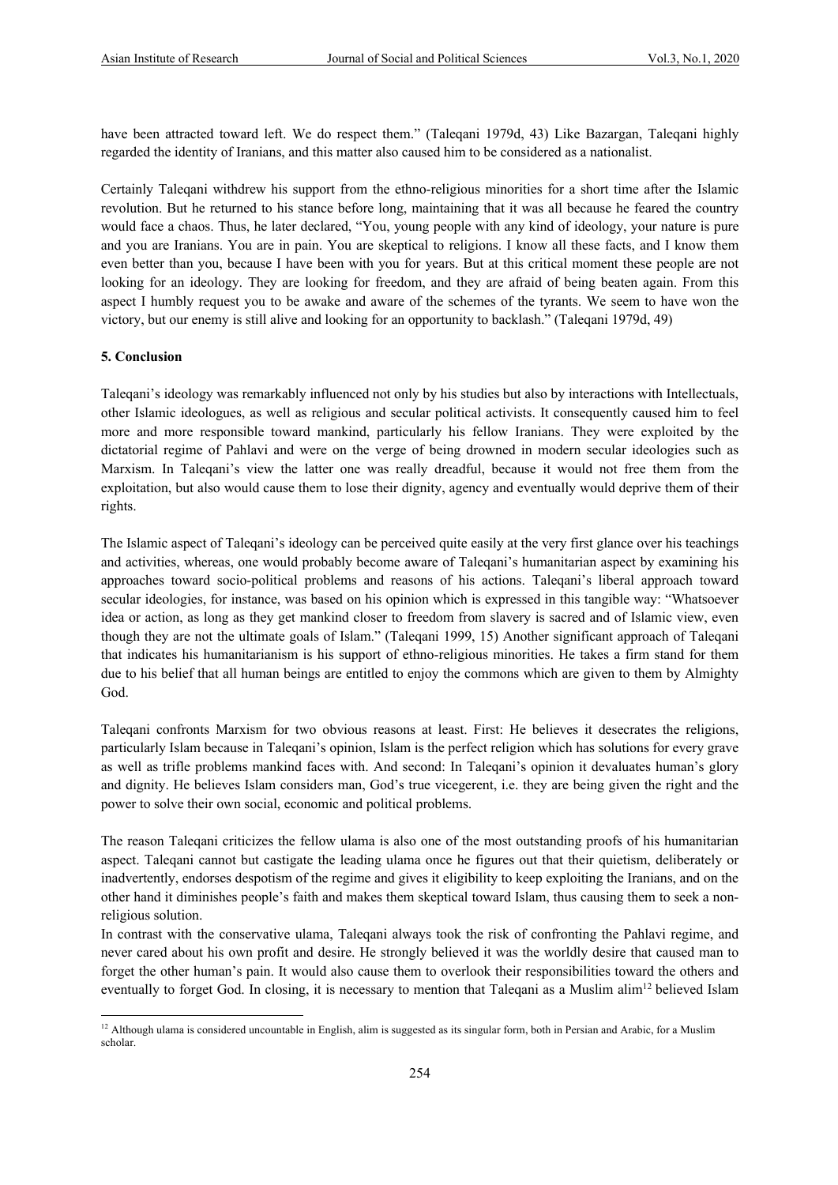have been attracted toward left. We do respect them." (Taleqani 1979d, 43) Like Bazargan, Taleqani highly regarded the identity of Iranians, and this matter also caused him to be considered as a nationalist.

Certainly Taleqani withdrew his support from the ethno-religious minorities for a short time after the Islamic revolution. But he returned to his stance before long, maintaining that it was all because he feared the country would face a chaos. Thus, he later declared, "You, young people with any kind of ideology, your nature is pure and you are Iranians. You are in pain. You are skeptical to religions. I know all these facts, and I know them even better than you, because I have been with you for years. But at this critical moment these people are not looking for an ideology. They are looking for freedom, and they are afraid of being beaten again. From this aspect I humbly request you to be awake and aware of the schemes of the tyrants. We seem to have won the victory, but our enemy is still alive and looking for an opportunity to backlash." (Taleqani 1979d, 49)

**5. Conclusion**

Taleqani's ideology was remarkably influenced not only by his studies but also by interactions with Intellectuals, other Islamic ideologues, as well as religious and secular political activists. It consequently caused him to feel more and more responsible toward mankind, particularly his fellow Iranians. They were exploited by the dictatorial regime of Pahlavi and were on the verge of being drowned in modern secular ideologies such as Marxism. In Taleqani's view the latter one was really dreadful, because it would not free them from the exploitation, but also would cause them to lose their dignity, agency and eventually would deprive them of their rights.

The Islamic aspect of Taleqani's ideology can be perceived quite easily at the very first glance over his teachings and activities, whereas, one would probably become aware of Taleqani's humanitarian aspect by examining his approaches toward socio-political problems and reasons of his actions. Taleqani's liberal approach toward secular ideologies, for instance, was based on his opinion which is expressed in this tangible way: "Whatsoever idea or action, as long as they get mankind closer to freedom from slavery is sacred and of Islamic view, even though they are not the ultimate goals of Islam." (Taleqani 1999, 15) Another significant approach of Taleqani that indicates his humanitarianism is his support of ethno-religious minorities. He takes a firm stand for them due to his belief that all human beings are entitled to enjoy the commons which are given to them by Almighty God.

Taleqani confronts Marxism for two obvious reasons at least. First: He believes it desecrates the religions, particularly Islam because in Taleqani's opinion, Islam is the perfect religion which has solutions for every grave as well as trifle problems mankind faces with. And second: In Taleqani's opinion it devaluates human's glory and dignity. He believes Islam considers man, God's true vicegerent, i.e. they are being given the right and the power to solve their own social, economic and political problems.

The reason Taleqani criticizes the fellow ulama is also one of the most outstanding proofs of his humanitarian aspect. Taleqani cannot but castigate the leading ulama once he figures out that their quietism, deliberately or inadvertently, endorses despotism of the regime and gives it eligibility to keep exploiting the Iranians, and on the other hand it diminishes people's faith and makes them skeptical toward Islam, thus causing them to seek a non-religious solution.

In contrast with the conservative ulama, Taleqani always took the risk of confronting the Pahlavi regime, and never cared about his own profit and desire. He strongly believed it was the worldly desire that caused man to forget the other human's pain. It would also cause them to overlook their responsibilities toward the others and eventually to forget God. In closing, it is necessary to mention that Taleqani as a Muslim alim[12] believed Islam

[12] Although ulama is considered uncountable in English, alim is suggested as its singular form, both in Persian and Arabic, for a Muslim scholar.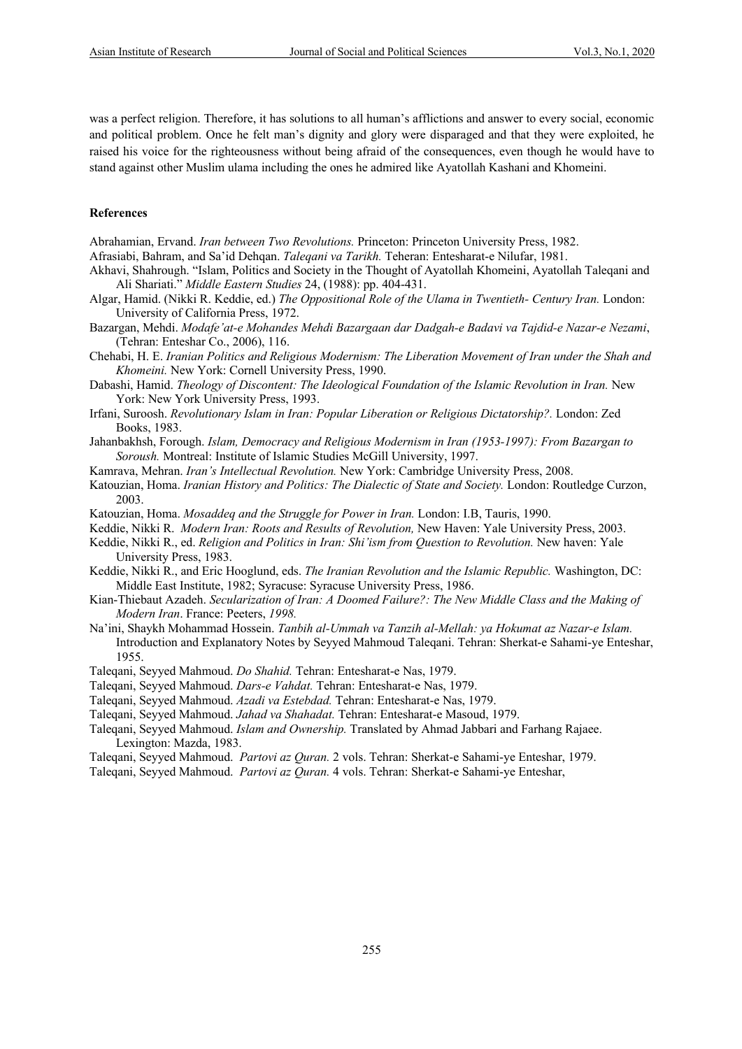was a perfect religion. Therefore, it has solutions to all human's afflictions and answer to every social, economic and political problem. Once he felt man's dignity and glory were disparaged and that they were exploited, he raised his voice for the righteousness without being afraid of the consequences, even though he would have to stand against other Muslim ulama including the ones he admired like Ayatollah Kashani and Khomeini.

### References

Abrahamian, Ervand. *Iran between Two Revolutions.* Princeton: Princeton University Press, 1982.

Afrasiabi, Bahram, and Sa'id Dehqan. *Taleqani va Tarikh.* Teheran: Entesharat-e Nilufar, 1981.

Akhavi, Shahrough. "Islam, Politics and Society in the Thought of Ayatollah Khomeini, Ayatollah Taleqani and Ali Shariati." *Middle Eastern Studies* 24, (1988): pp. 404-431.

Algar, Hamid. (Nikki R. Keddie, ed.) *The Oppositional Role of the Ulama in Twentieth- Century Iran.* London: University of California Press, 1972.

Bazargan, Mehdi. *Modafe'at-e Mohandes Mehdi Bazargaan dar Dadgah-e Badavi va Tajdid-e Nazar-e Nezami*, (Tehran: Enteshar Co., 2006), 116.

Chehabi, H. E. *Iranian Politics and Religious Modernism: The Liberation Movement of Iran under the Shah and Khomeini.* New York: Cornell University Press, 1990.

Dabashi, Hamid. *Theology of Discontent: The Ideological Foundation of the Islamic Revolution in Iran.* New York: New York University Press, 1993.

Irfani, Suroosh. *Revolutionary Islam in Iran: Popular Liberation or Religious Dictatorship?.* London: Zed Books, 1983.

Jahanbakhsh, Forough. *Islam, Democracy and Religious Modernism in Iran (1953-1997): From Bazargan to Soroush.* Montreal: Institute of Islamic Studies McGill University, 1997.

Kamrava, Mehran. *Iran's Intellectual Revolution.* New York: Cambridge University Press, 2008.

Katouzian, Homa. *Iranian History and Politics: The Dialectic of State and Society.* London: Routledge Curzon, 2003.

Katouzian, Homa. *Mosaddeq and the Struggle for Power in Iran.* London: I.B, Tauris, 1990.

Keddie, Nikki R. *Modern Iran: Roots and Results of Revolution,* New Haven: Yale University Press, 2003.

Keddie, Nikki R., ed. *Religion and Politics in Iran: Shi'ism from Question to Revolution.* New haven: Yale University Press, 1983.

Keddie, Nikki R., and Eric Hooglund, eds. *The Iranian Revolution and the Islamic Republic.* Washington, DC: Middle East Institute, 1982; Syracuse: Syracuse University Press, 1986.

Kian-Thiebaut Azadeh. *Secularization of Iran: A Doomed Failure?: The New Middle Class and the Making of Modern Iran*. France: Peeters, *1998.*

Na'ini, Shaykh Mohammad Hossein. *Tanbih al-Ummah va Tanzih al-Mellah: ya Hokumat az Nazar-e Islam.* Introduction and Explanatory Notes by Seyyed Mahmoud Taleqani. Tehran: Sherkat-e Sahami-ye Enteshar, 1955.

Taleqani, Seyyed Mahmoud. *Do Shahid.* Tehran: Entesharat-e Nas, 1979.

Taleqani, Seyyed Mahmoud. *Dars-e Vahdat.* Tehran: Entesharat-e Nas, 1979.

Taleqani, Seyyed Mahmoud. *Azadi va Estebdad.* Tehran: Entesharat-e Nas, 1979.

Taleqani, Seyyed Mahmoud. *Jahad va Shahadat.* Tehran: Entesharat-e Masoud, 1979.

Taleqani, Seyyed Mahmoud. *Islam and Ownership.* Translated by Ahmad Jabbari and Farhang Rajaee. Lexington: Mazda, 1983.

Taleqani, Seyyed Mahmoud. *Partovi az Quran.* 2 vols. Tehran: Sherkat-e Sahami-ye Enteshar, 1979.

Taleqani, Seyyed Mahmoud. *Partovi az Quran.* 4 vols. Tehran: Sherkat-e Sahami-ye Enteshar,